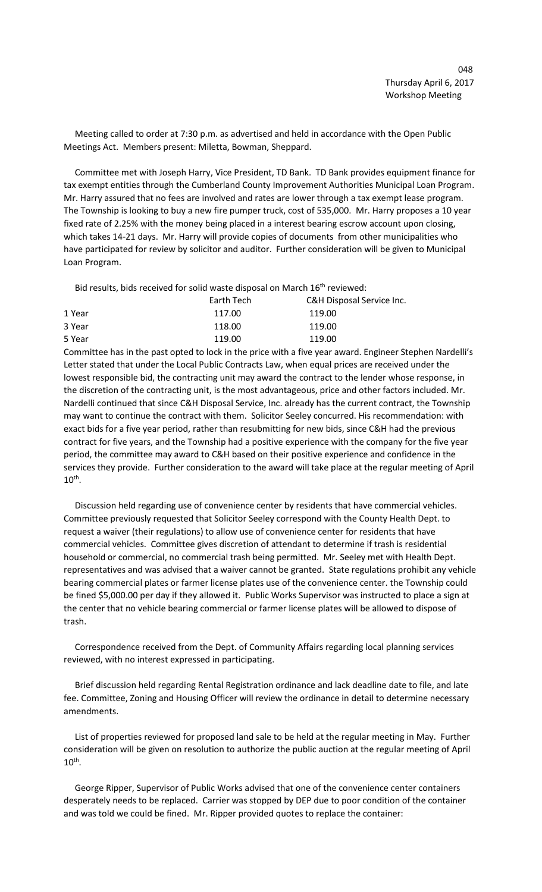048
Thursday April 6, 2017
Workshop Meeting

Meeting called to order at 7:30 p.m. as advertised and held in accordance with the Open Public Meetings Act. Members present: Miletta, Bowman, Sheppard.

Committee met with Joseph Harry, Vice President, TD Bank. TD Bank provides equipment finance for tax exempt entities through the Cumberland County Improvement Authorities Municipal Loan Program. Mr. Harry assured that no fees are involved and rates are lower through a tax exempt lease program. The Township is looking to buy a new fire pumper truck, cost of 535,000. Mr. Harry proposes a 10 year fixed rate of 2.25% with the money being placed in a interest bearing escrow account upon closing, which takes 14-21 days. Mr. Harry will provide copies of documents from other municipalities who have participated for review by solicitor and auditor. Further consideration will be given to Municipal Loan Program.

Bid results, bids received for solid waste disposal on March 16th reviewed:

| | Earth Tech | C&H Disposal Service Inc. |
|---|---|---|
| 1 Year | 117.00 | 119.00 |
| 3 Year | 118.00 | 119.00 |
| 5 Year | 119.00 | 119.00 |

Committee has in the past opted to lock in the price with a five year award. Engineer Stephen Nardelli's Letter stated that under the Local Public Contracts Law, when equal prices are received under the lowest responsible bid, the contracting unit may award the contract to the lender whose response, in the discretion of the contracting unit, is the most advantageous, price and other factors included. Mr. Nardelli continued that since C&H Disposal Service, Inc. already has the current contract, the Township may want to continue the contract with them. Solicitor Seeley concurred. His recommendation: with exact bids for a five year period, rather than resubmitting for new bids, since C&H had the previous contract for five years, and the Township had a positive experience with the company for the five year period, the committee may award to C&H based on their positive experience and confidence in the services they provide. Further consideration to the award will take place at the regular meeting of April 10th.

Discussion held regarding use of convenience center by residents that have commercial vehicles. Committee previously requested that Solicitor Seeley correspond with the County Health Dept. to request a waiver (their regulations) to allow use of convenience center for residents that have commercial vehicles. Committee gives discretion of attendant to determine if trash is residential household or commercial, no commercial trash being permitted. Mr. Seeley met with Health Dept. representatives and was advised that a waiver cannot be granted. State regulations prohibit any vehicle bearing commercial plates or farmer license plates use of the convenience center. the Township could be fined $5,000.00 per day if they allowed it. Public Works Supervisor was instructed to place a sign at the center that no vehicle bearing commercial or farmer license plates will be allowed to dispose of trash.

Correspondence received from the Dept. of Community Affairs regarding local planning services reviewed, with no interest expressed in participating.

Brief discussion held regarding Rental Registration ordinance and lack deadline date to file, and late fee. Committee, Zoning and Housing Officer will review the ordinance in detail to determine necessary amendments.

List of properties reviewed for proposed land sale to be held at the regular meeting in May. Further consideration will be given on resolution to authorize the public auction at the regular meeting of April 10th.

George Ripper, Supervisor of Public Works advised that one of the convenience center containers desperately needs to be replaced. Carrier was stopped by DEP due to poor condition of the container and was told we could be fined. Mr. Ripper provided quotes to replace the container: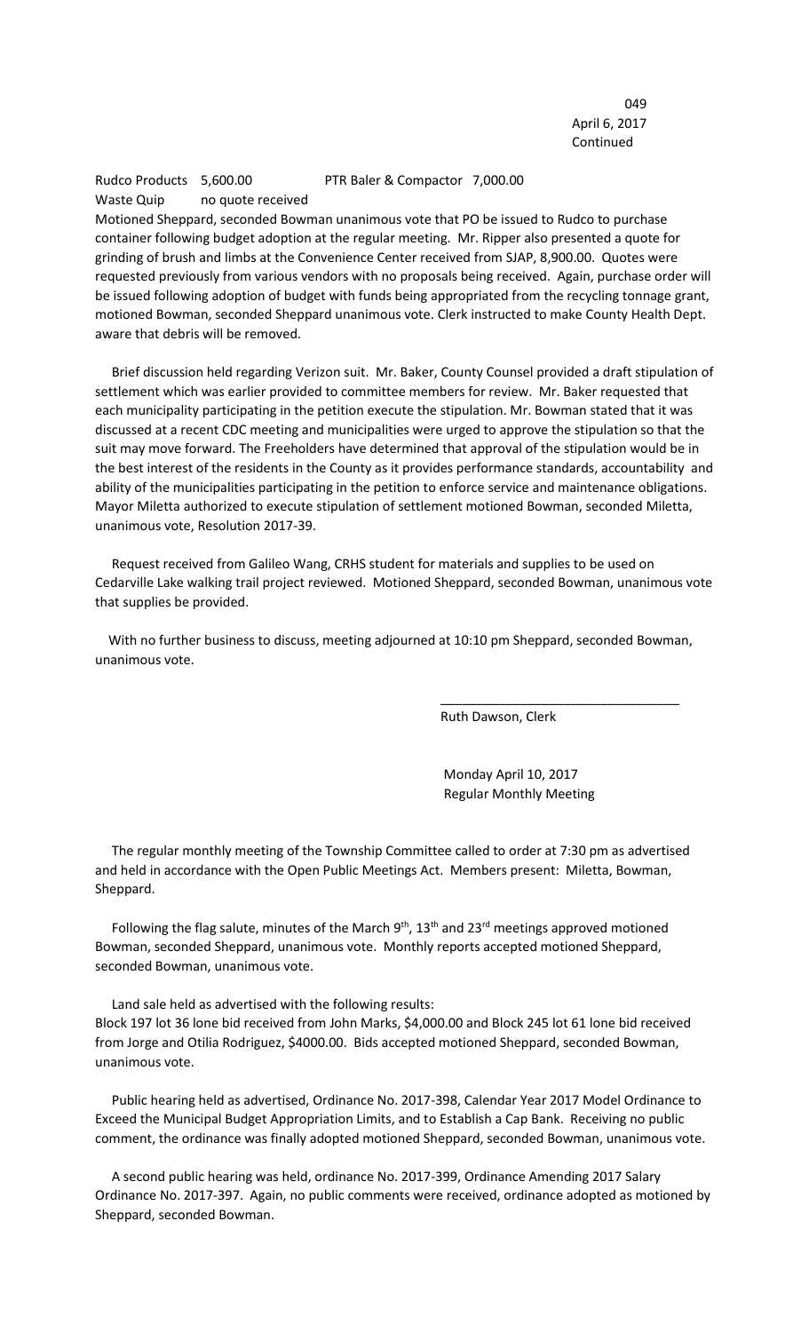April 6, 2017
Continued

Rudco Products 5,600.00 PTR Baler & Compactor 7,000.00
Waste Quip no quote received

Motioned Sheppard, seconded Bowman unanimous vote that PO be issued to Rudco to purchase container following budget adoption at the regular meeting. Mr. Ripper also presented a quote for grinding of brush and limbs at the Convenience Center received from SJAP, 8,900.00. Quotes were requested previously from various vendors with no proposals being received. Again, purchase order will be issued following adoption of budget with funds being appropriated from the recycling tonnage grant, motioned Bowman, seconded Sheppard unanimous vote. Clerk instructed to make County Health Dept. aware that debris will be removed.

Brief discussion held regarding Verizon suit. Mr. Baker, County Counsel provided a draft stipulation of settlement which was earlier provided to committee members for review. Mr. Baker requested that each municipality participating in the petition execute the stipulation. Mr. Bowman stated that it was discussed at a recent CDC meeting and municipalities were urged to approve the stipulation so that the suit may move forward. The Freeholders have determined that approval of the stipulation would be in the best interest of the residents in the County as it provides performance standards, accountability and ability of the municipalities participating in the petition to enforce service and maintenance obligations. Mayor Miletta authorized to execute stipulation of settlement motioned Bowman, seconded Miletta, unanimous vote, Resolution 2017-39.

Request received from Galileo Wang, CRHS student for materials and supplies to be used on Cedarville Lake walking trail project reviewed. Motioned Sheppard, seconded Bowman, unanimous vote that supplies be provided.

With no further business to discuss, meeting adjourned at 10:10 pm Sheppard, seconded Bowman, unanimous vote.

\_\_\_\_\_\_\_\_\_\_\_\_\_\_\_\_\_\_\_\_\_\_\_\_\_\_\_\_\_\_\_\_

Ruth Dawson, Clerk

Monday April 10, 2017
Regular Monthly Meeting

The regular monthly meeting of the Township Committee called to order at 7:30 pm as advertised and held in accordance with the Open Public Meetings Act. Members present: Miletta, Bowman, Sheppard.

Following the flag salute, minutes of the March 9th, 13th and 23rd meetings approved motioned Bowman, seconded Sheppard, unanimous vote. Monthly reports accepted motioned Sheppard, seconded Bowman, unanimous vote.

Land sale held as advertised with the following results:
Block 197 lot 36 lone bid received from John Marks, $4,000.00 and Block 245 lot 61 lone bid received from Jorge and Otilia Rodriguez, $4000.00. Bids accepted motioned Sheppard, seconded Bowman, unanimous vote.

Public hearing held as advertised, Ordinance No. 2017-398, Calendar Year 2017 Model Ordinance to Exceed the Municipal Budget Appropriation Limits, and to Establish a Cap Bank. Receiving no public comment, the ordinance was finally adopted motioned Sheppard, seconded Bowman, unanimous vote.

A second public hearing was held, ordinance No. 2017-399, Ordinance Amending 2017 Salary Ordinance No. 2017-397. Again, no public comments were received, ordinance adopted as motioned by Sheppard, seconded Bowman.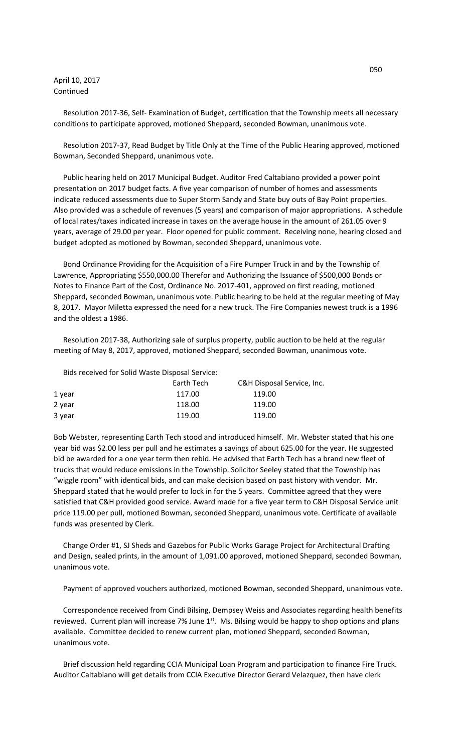April 10, 2017
Continued

Resolution 2017-36, Self- Examination of Budget, certification that the Township meets all necessary conditions to participate approved, motioned Sheppard, seconded Bowman, unanimous vote.

Resolution 2017-37, Read Budget by Title Only at the Time of the Public Hearing approved, motioned Bowman, Seconded Sheppard, unanimous vote.

Public hearing held on 2017 Municipal Budget. Auditor Fred Caltabiano provided a power point presentation on 2017 budget facts. A five year comparison of number of homes and assessments indicate reduced assessments due to Super Storm Sandy and State buy outs of Bay Point properties. Also provided was a schedule of revenues (5 years) and comparison of major appropriations. A schedule of local rates/taxes indicated increase in taxes on the average house in the amount of 261.05 over 9 years, average of 29.00 per year. Floor opened for public comment. Receiving none, hearing closed and budget adopted as motioned by Bowman, seconded Sheppard, unanimous vote.

Bond Ordinance Providing for the Acquisition of a Fire Pumper Truck in and by the Township of Lawrence, Appropriating $550,000.00 Therefor and Authorizing the Issuance of $500,000 Bonds or Notes to Finance Part of the Cost, Ordinance No. 2017-401, approved on first reading, motioned Sheppard, seconded Bowman, unanimous vote. Public hearing to be held at the regular meeting of May 8, 2017. Mayor Miletta expressed the need for a new truck. The Fire Companies newest truck is a 1996 and the oldest a 1986.

Resolution 2017-38, Authorizing sale of surplus property, public auction to be held at the regular meeting of May 8, 2017, approved, motioned Sheppard, seconded Bowman, unanimous vote.

Bids received for Solid Waste Disposal Service:

| | Earth Tech | C&H Disposal Service, Inc. |
|---|---|---|
| 1 year | 117.00 | 119.00 |
| 2 year | 118.00 | 119.00 |
| 3 year | 119.00 | 119.00 |

Bob Webster, representing Earth Tech stood and introduced himself. Mr. Webster stated that his one year bid was $2.00 less per pull and he estimates a savings of about 625.00 for the year. He suggested bid be awarded for a one year term then rebid. He advised that Earth Tech has a brand new fleet of trucks that would reduce emissions in the Township. Solicitor Seeley stated that the Township has "wiggle room" with identical bids, and can make decision based on past history with vendor. Mr. Sheppard stated that he would prefer to lock in for the 5 years. Committee agreed that they were satisfied that C&H provided good service. Award made for a five year term to C&H Disposal Service unit price 119.00 per pull, motioned Bowman, seconded Sheppard, unanimous vote. Certificate of available funds was presented by Clerk.

Change Order #1, SJ Sheds and Gazebos for Public Works Garage Project for Architectural Drafting and Design, sealed prints, in the amount of 1,091.00 approved, motioned Sheppard, seconded Bowman, unanimous vote.

Payment of approved vouchers authorized, motioned Bowman, seconded Sheppard, unanimous vote.

Correspondence received from Cindi Bilsing, Dempsey Weiss and Associates regarding health benefits reviewed. Current plan will increase 7% June 1st. Ms. Bilsing would be happy to shop options and plans available. Committee decided to renew current plan, motioned Sheppard, seconded Bowman, unanimous vote.

Brief discussion held regarding CCIA Municipal Loan Program and participation to finance Fire Truck. Auditor Caltabiano will get details from CCIA Executive Director Gerard Velazquez, then have clerk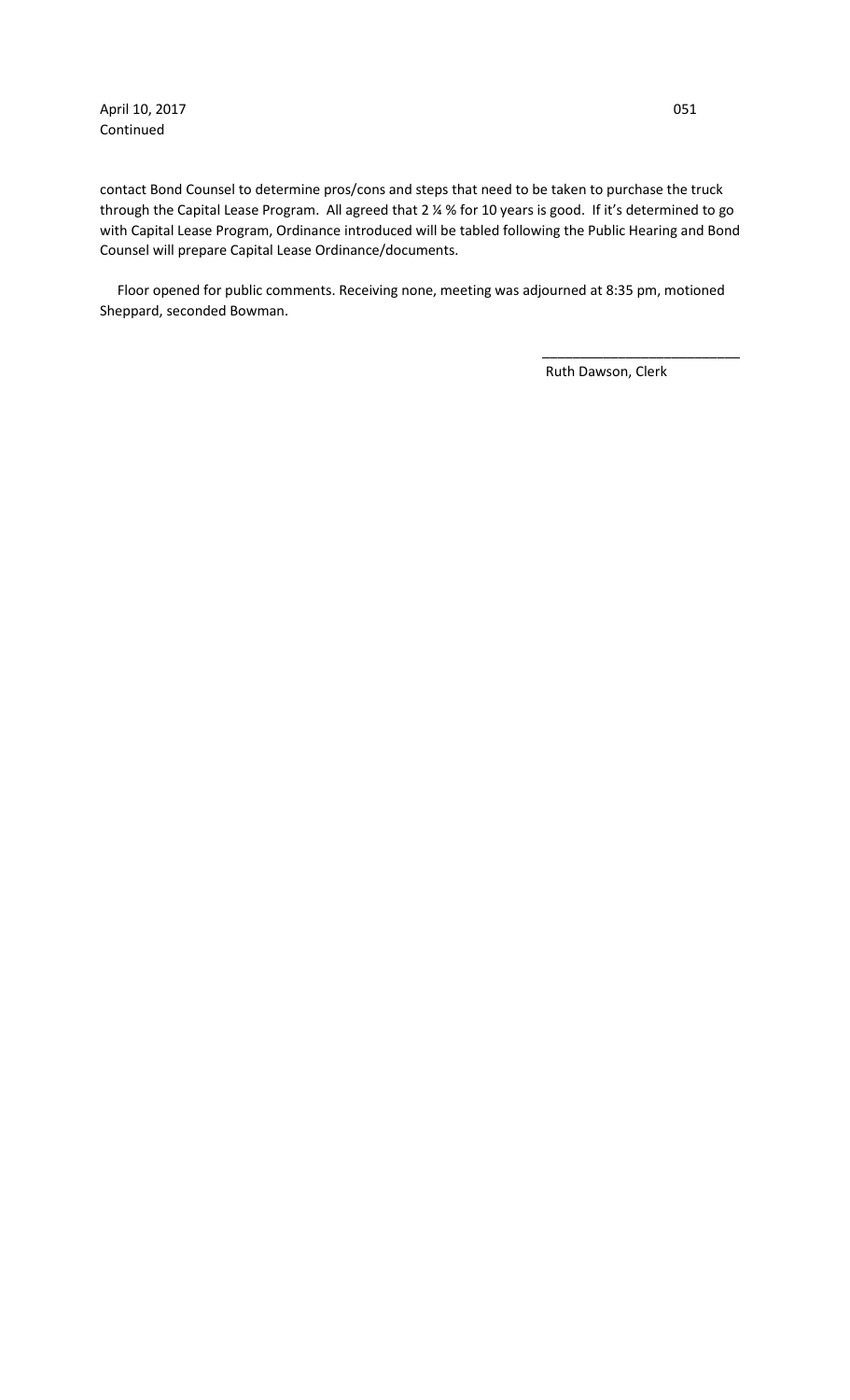contact Bond Counsel to determine pros/cons and steps that need to be taken to purchase the truck through the Capital Lease Program. All agreed that 2 ¼ % for 10 years is good. If it's determined to go with Capital Lease Program, Ordinance introduced will be tabled following the Public Hearing and Bond Counsel will prepare Capital Lease Ordinance/documents.

Floor opened for public comments. Receiving none, meeting was adjourned at 8:35 pm, motioned Sheppard, seconded Bowman.

___________________________

Ruth Dawson, Clerk